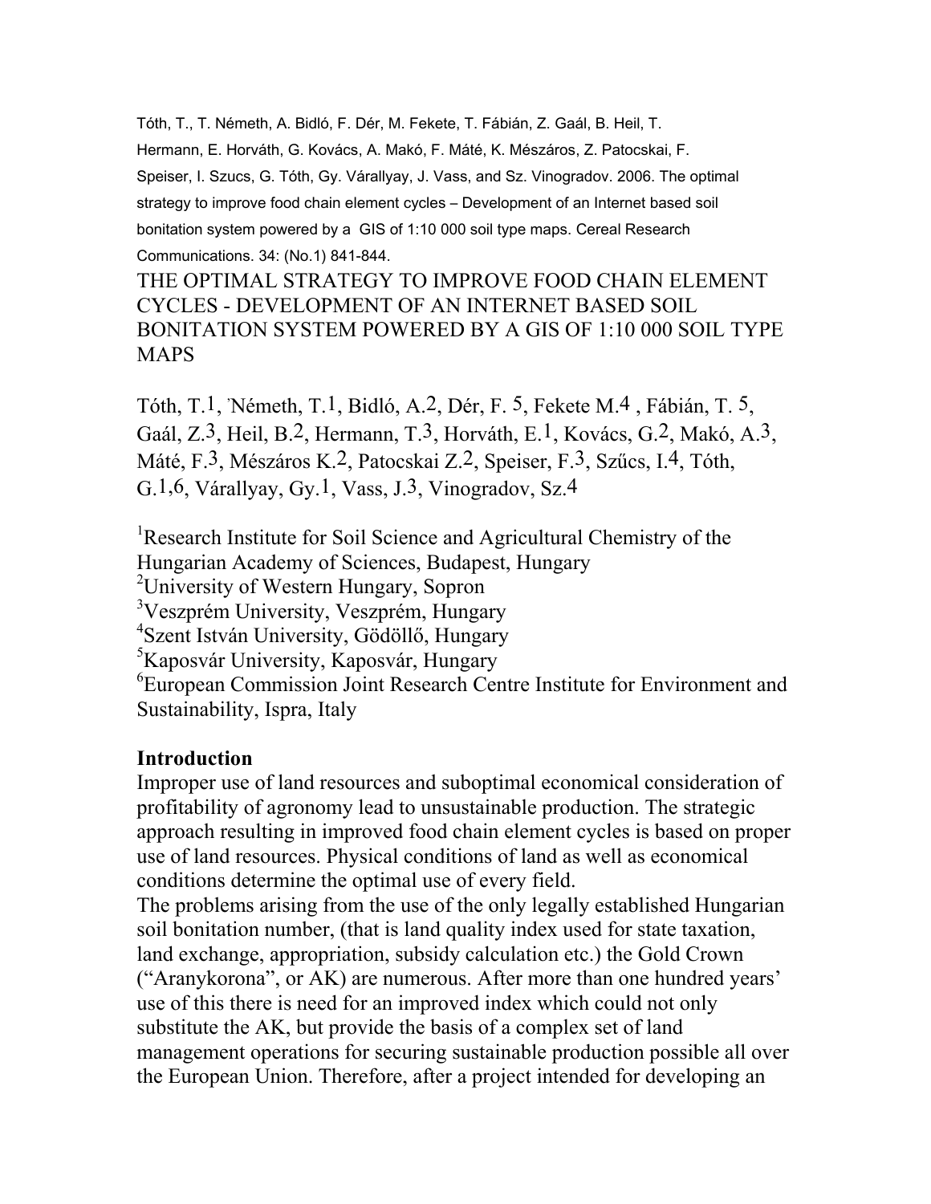Tóth, T., T. Németh, A. Bidló, F. Dér, M. Fekete, T. Fábián, Z. Gaál, B. Heil, T. Hermann, E. Horváth, G. Kovács, A. Makó, F. Máté, K. Mészáros, Z. Patocskai, F. Speiser, I. Szucs, G. Tóth, Gy. Várallyay, J. Vass, and Sz. Vinogradov. 2006. The optimal strategy to improve food chain element cycles – Development of an Internet based soil bonitation system powered by a GIS of 1:10 000 soil type maps. Cereal Research Communications. 34: (No.1) 841-844.

# THE OPTIMAL STRATEGY TO IMPROVE FOOD CHAIN ELEMENT CYCLES - DEVELOPMENT OF AN INTERNET BASED SOIL BONITATION SYSTEM POWERED BY A GIS OF 1:10 000 SOIL TYPE MAPS

Tóth, T.[1], Németh, T.[1], Bidló, A.[2], Dér, F.[5], Fekete M.[4], Fábián, T.[5], Gaál, Z.[3], Heil, B.[2], Hermann, T.[3], Horváth, E.[1], Kovács, G.[2], Makó, A.[3], Máté, F.[3], Mészáros K.[2], Patocskai Z.[2], Speiser, F.[3], Szűcs, I.[4], Tóth, G.[1,6], Várallyay, Gy.[1], Vass, J.[3], Vinogradov, Sz.[4]

[1]Research Institute for Soil Science and Agricultural Chemistry of the Hungarian Academy of Sciences, Budapest, Hungary
[2]University of Western Hungary, Sopron
[3]Veszprém University, Veszprém, Hungary
[4]Szent István University, Gödöllő, Hungary
[5]Kaposvár University, Kaposvár, Hungary
[6]European Commission Joint Research Centre Institute for Environment and Sustainability, Ispra, Italy

## Introduction

Improper use of land resources and suboptimal economical consideration of profitability of agronomy lead to unsustainable production. The strategic approach resulting in improved food chain element cycles is based on proper use of land resources. Physical conditions of land as well as economical conditions determine the optimal use of every field.

The problems arising from the use of the only legally established Hungarian soil bonitation number, (that is land quality index used for state taxation, land exchange, appropriation, subsidy calculation etc.) the Gold Crown ("Aranykorona", or AK) are numerous. After more than one hundred years' use of this there is need for an improved index which could not only substitute the AK, but provide the basis of a complex set of land management operations for securing sustainable production possible all over the European Union. Therefore, after a project intended for developing an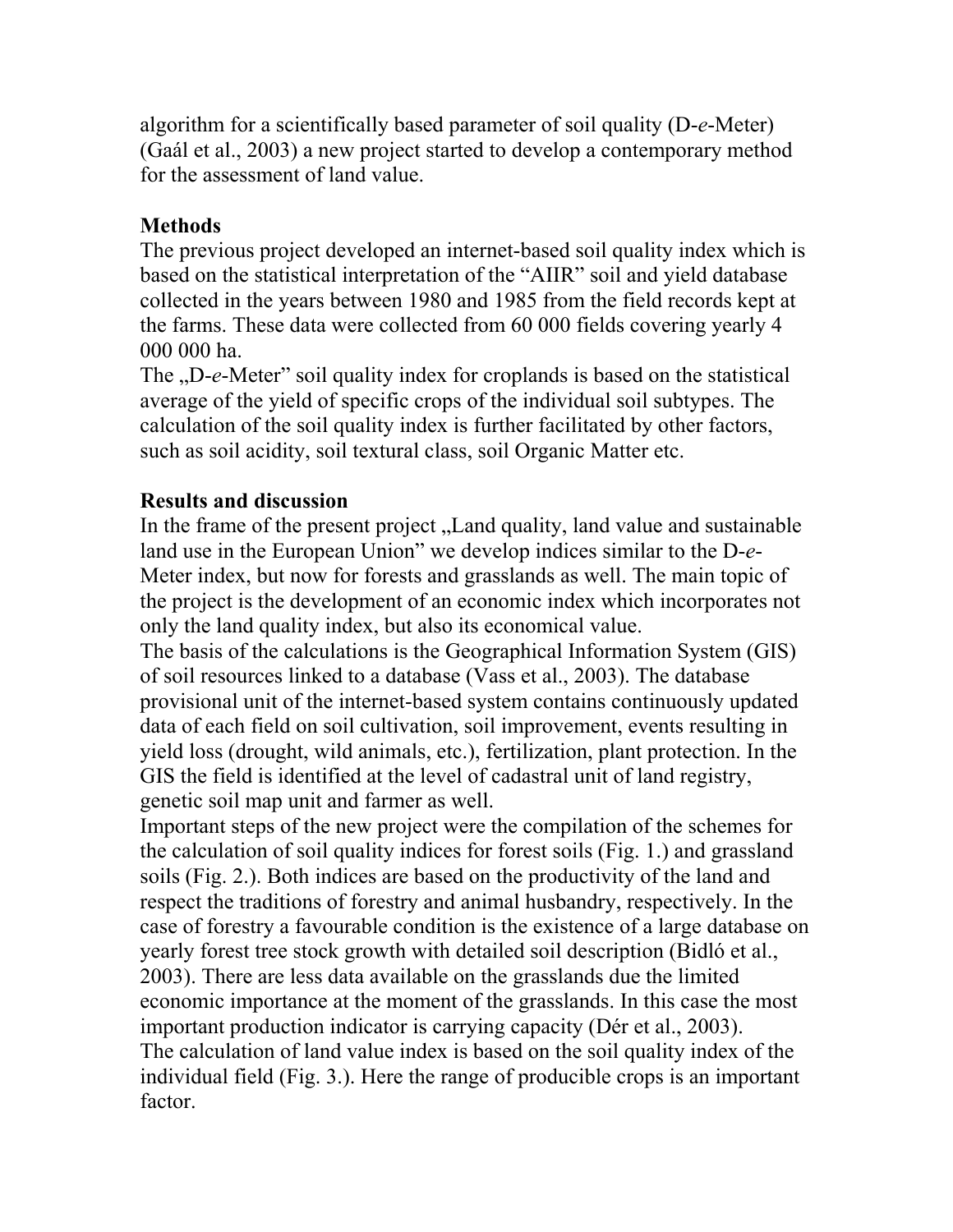algorithm for a scientifically based parameter of soil quality (D-*e*-Meter) (Gaál et al., 2003) a new project started to develop a contemporary method for the assessment of land value.

**Methods**

The previous project developed an internet-based soil quality index which is based on the statistical interpretation of the "AIIR" soil and yield database collected in the years between 1980 and 1985 from the field records kept at the farms. These data were collected from 60 000 fields covering yearly 4 000 000 ha.

The „D-*e*-Meter" soil quality index for croplands is based on the statistical average of the yield of specific crops of the individual soil subtypes. The calculation of the soil quality index is further facilitated by other factors, such as soil acidity, soil textural class, soil Organic Matter etc.

**Results and discussion**

In the frame of the present project „Land quality, land value and sustainable land use in the European Union" we develop indices similar to the D-*e*-Meter index, but now for forests and grasslands as well. The main topic of the project is the development of an economic index which incorporates not only the land quality index, but also its economical value.

The basis of the calculations is the Geographical Information System (GIS) of soil resources linked to a database (Vass et al., 2003). The database provisional unit of the internet-based system contains continuously updated data of each field on soil cultivation, soil improvement, events resulting in yield loss (drought, wild animals, etc.), fertilization, plant protection. In the GIS the field is identified at the level of cadastral unit of land registry, genetic soil map unit and farmer as well.

Important steps of the new project were the compilation of the schemes for the calculation of soil quality indices for forest soils (Fig. 1.) and grassland soils (Fig. 2.). Both indices are based on the productivity of the land and respect the traditions of forestry and animal husbandry, respectively. In the case of forestry a favourable condition is the existence of a large database on yearly forest tree stock growth with detailed soil description (Bidló et al., 2003). There are less data available on the grasslands due the limited economic importance at the moment of the grasslands. In this case the most important production indicator is carrying capacity (Dér et al., 2003).

The calculation of land value index is based on the soil quality index of the individual field (Fig. 3.). Here the range of producible crops is an important factor.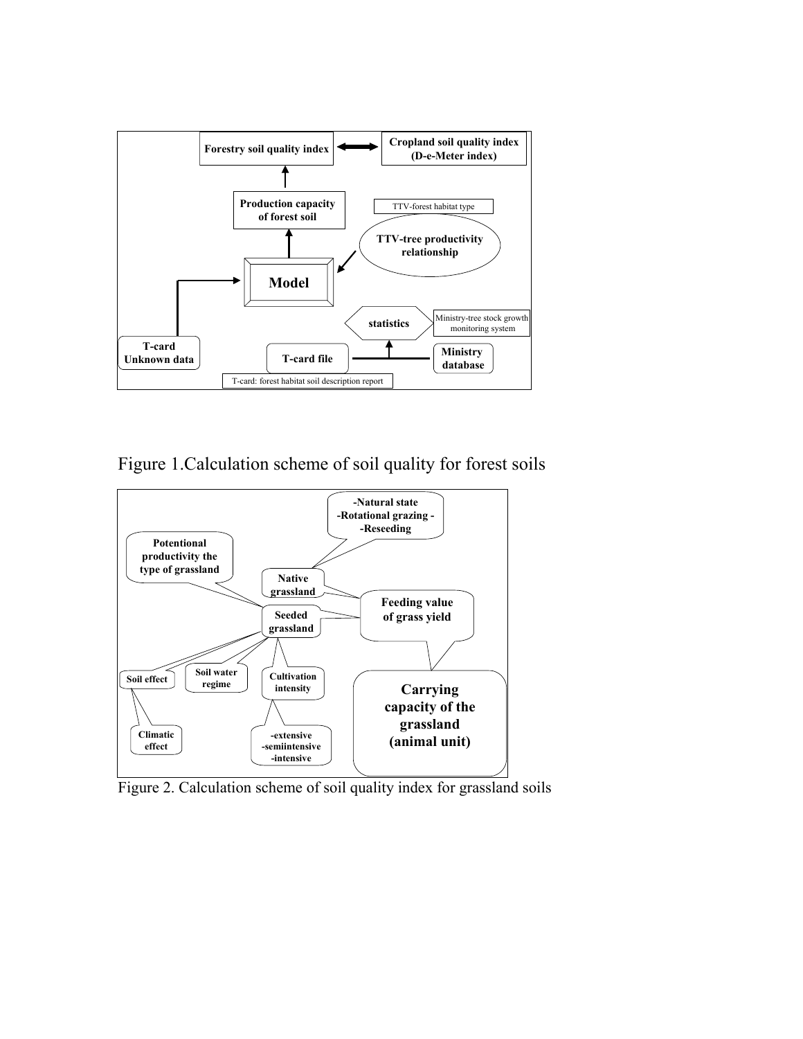Forestry soil quality index

Cropland soil quality index (D-e-Meter index)

Production capacity of forest soil

TTV-forest habitat type

TTV-tree productivity relationship

Model

statistics

Ministry-tree stock growth monitoring system

T-card Unknown data

T-card file

Ministry database

T-card: forest habitat soil description report

Figure 1.Calculation scheme of soil quality for forest soils

-Natural state
-Rotational grazing -
-Reseeding

Potentional productivity the type of grassland

Native grassland

Seeded grassland

Feeding value of grass yield

Soil effect

Soil water regime

Cultivation intensity

Climatic effect

-extensive
-semiintensive
-intensive

Carrying capacity of the grassland (animal unit)

Figure 2. Calculation scheme of soil quality index for grassland soils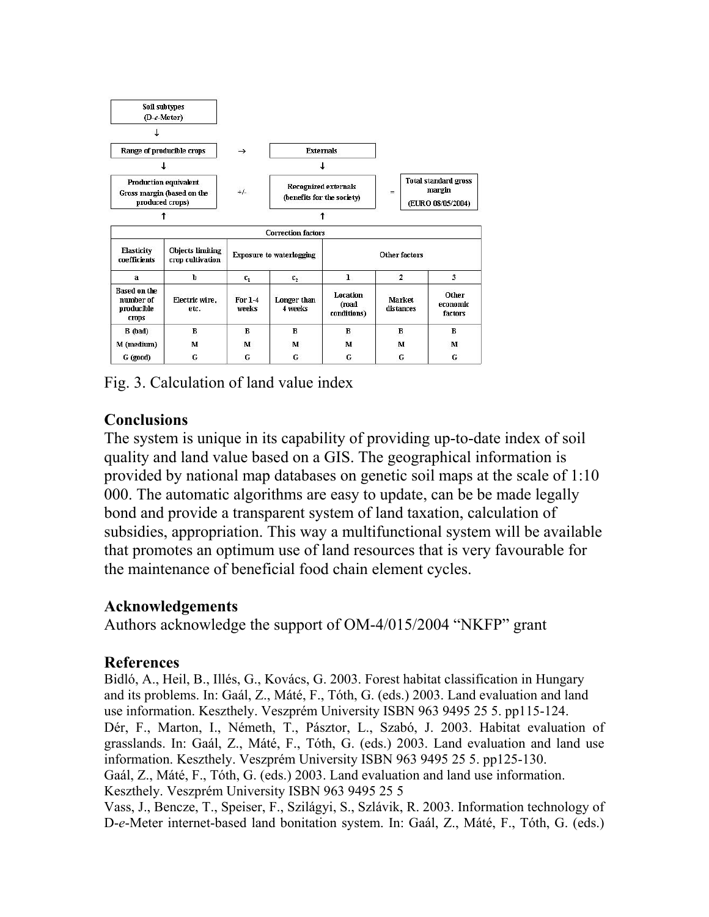| Soil subtypes (D-*e*-Meter) | | | | |
|---|---|---|---|---|
| ↓ | | | | |
| Range of producible crops | → | Externals | | |
| ↓ | | ↓ | | |
| Production equivalent Gross margin (based on the produced crops) | +/- | Recognized externals (benefits for the society) | = | Total standard gross margin (EURO 08/05/2004) |
| ↑ | | ↑ | | |

| Correction factors | | | | | | |
|---|---|---|---|---|---|---|
| Elasticity coefficients | Objects limiting crop cultivation | Exposure to waterlogging | | Other factors | | |
| a | b | $c_1$ | $c_2$ | 1 | 2 | 3 |
| Based on the number of producible crops | Electric wire, etc. | For 1-4 weeks | Longer than 4 weeks | Location (road conditions) | Market distances | Other economic factors |
| B (bad) | B | B | B | B | B | B |
| M (medium) | M | M | M | M | M | M |
| G (good) | G | G | G | G | G | G |

Fig. 3. Calculation of land value index

## Conclusions

The system is unique in its capability of providing up-to-date index of soil quality and land value based on a GIS. The geographical information is provided by national map databases on genetic soil maps at the scale of 1:10 000. The automatic algorithms are easy to update, can be be made legally bond and provide a transparent system of land taxation, calculation of subsidies, appropriation. This way a multifunctional system will be available that promotes an optimum use of land resources that is very favourable for the maintenance of beneficial food chain element cycles.

## Acknowledgements

Authors acknowledge the support of OM-4/015/2004 "NKFP" grant

## References

Bidló, A., Heil, B., Illés, G., Kovács, G. 2003. Forest habitat classification in Hungary and its problems. In: Gaál, Z., Máté, F., Tóth, G. (eds.) 2003. Land evaluation and land use information. Keszthely. Veszprém University ISBN 963 9495 25 5. pp115-124.

Dér, F., Marton, I., Németh, T., Pásztor, L., Szabó, J. 2003. Habitat evaluation of grasslands. In: Gaál, Z., Máté, F., Tóth, G. (eds.) 2003. Land evaluation and land use information. Keszthely. Veszprém University ISBN 963 9495 25 5. pp125-130.

Gaál, Z., Máté, F., Tóth, G. (eds.) 2003. Land evaluation and land use information. Keszthely. Veszprém University ISBN 963 9495 25 5

Vass, J., Bencze, T., Speiser, F., Szilágyi, S., Szlávik, R. 2003. Information technology of D-*e*-Meter internet-based land bonitation system. In: Gaál, Z., Máté, F., Tóth, G. (eds.)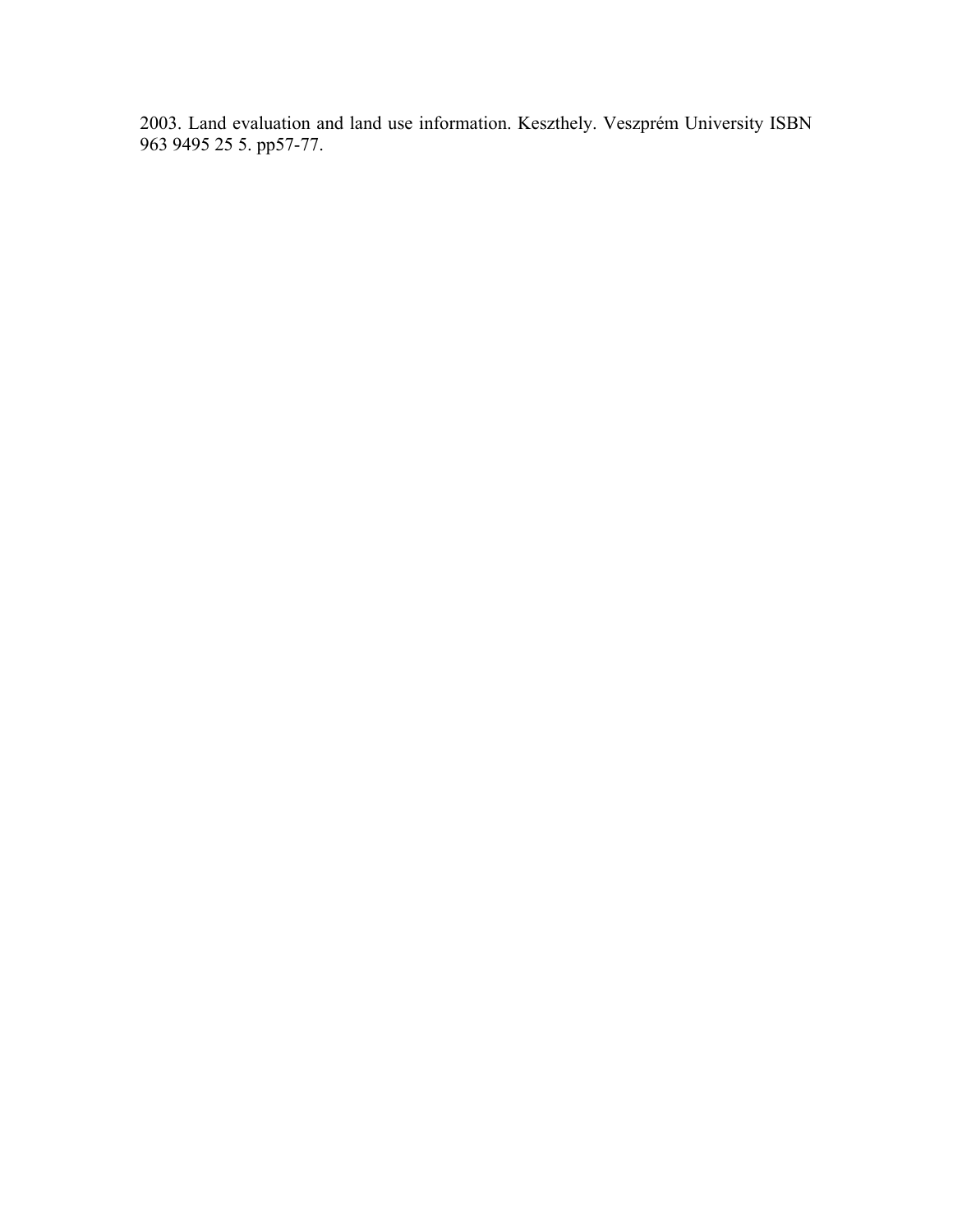2003. Land evaluation and land use information. Keszthely. Veszprém University ISBN 963 9495 25 5. pp57-77.